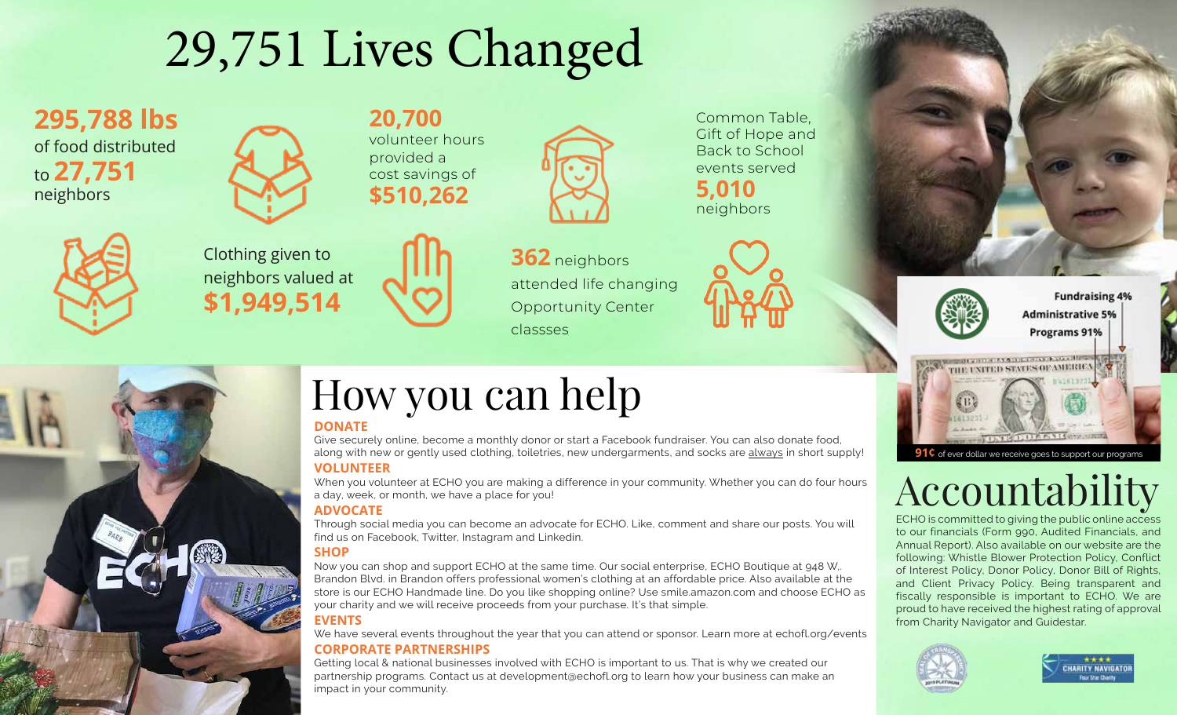# 29,751 Lives Changed

**295,788 lbs** of food distributed to **27,751** neighbors

**20,700** volunteer hours provided a cost savings of **$510,262**

Common Table, Gift of Hope and Back to School events served **5,010** neighbors

Clothing given to neighbors valued at **$1,949,514**

**362** neighbors attended life changing Opportunity Center classses

Fundraising 4%
Administrative 5%
Programs 91%

**91¢** of ever dollar we receive goes to support our programs

# How you can help

**DONATE**

Give securely online, become a monthly donor or start a Facebook fundraiser. You can also donate food, along with new or gently used clothing, toiletries, new undergarments, and socks are always in short supply!

**VOLUNTEER**

When you volunteer at ECHO you are making a difference in your community. Whether you can do four hours a day, week, or month, we have a place for you!

**ADVOCATE**

Through social media you can become an advocate for ECHO. Like, comment and share our posts. You will find us on Facebook, Twitter, Instagram and Linkedin.

**SHOP**

Now you can shop and support ECHO at the same time. Our social enterprise, ECHO Boutique at 948 W. Brandon Blvd. in Brandon offers professional women's clothing at an affordable price. Also available at the store is our ECHO Handmade line. Do you like shopping online? Use smile.amazon.com and choose ECHO as your charity and we will receive proceeds from your purchase. It's that simple.

**EVENTS**

We have several events throughout the year that you can attend or sponsor. Learn more at echofl.org/events

**CORPORATE PARTNERSHIPS**

Getting local & national businesses involved with ECHO is important to us. That is why we created our partnership programs. Contact us at development@echofl.org to learn how your business can make an impact in your community.

# Accountability

ECHO is committed to giving the public online access to our financials (Form 990, Audited Financials, and Annual Report). Also available on our website are the following: Whistle Blower Protection Policy, Conflict of Interest Policy, Donor Policy, Donor Bill of Rights, and Client Privacy Policy. Being transparent and fiscally responsible is important to ECHO. We are proud to have received the highest rating of approval from Charity Navigator and Guidestar.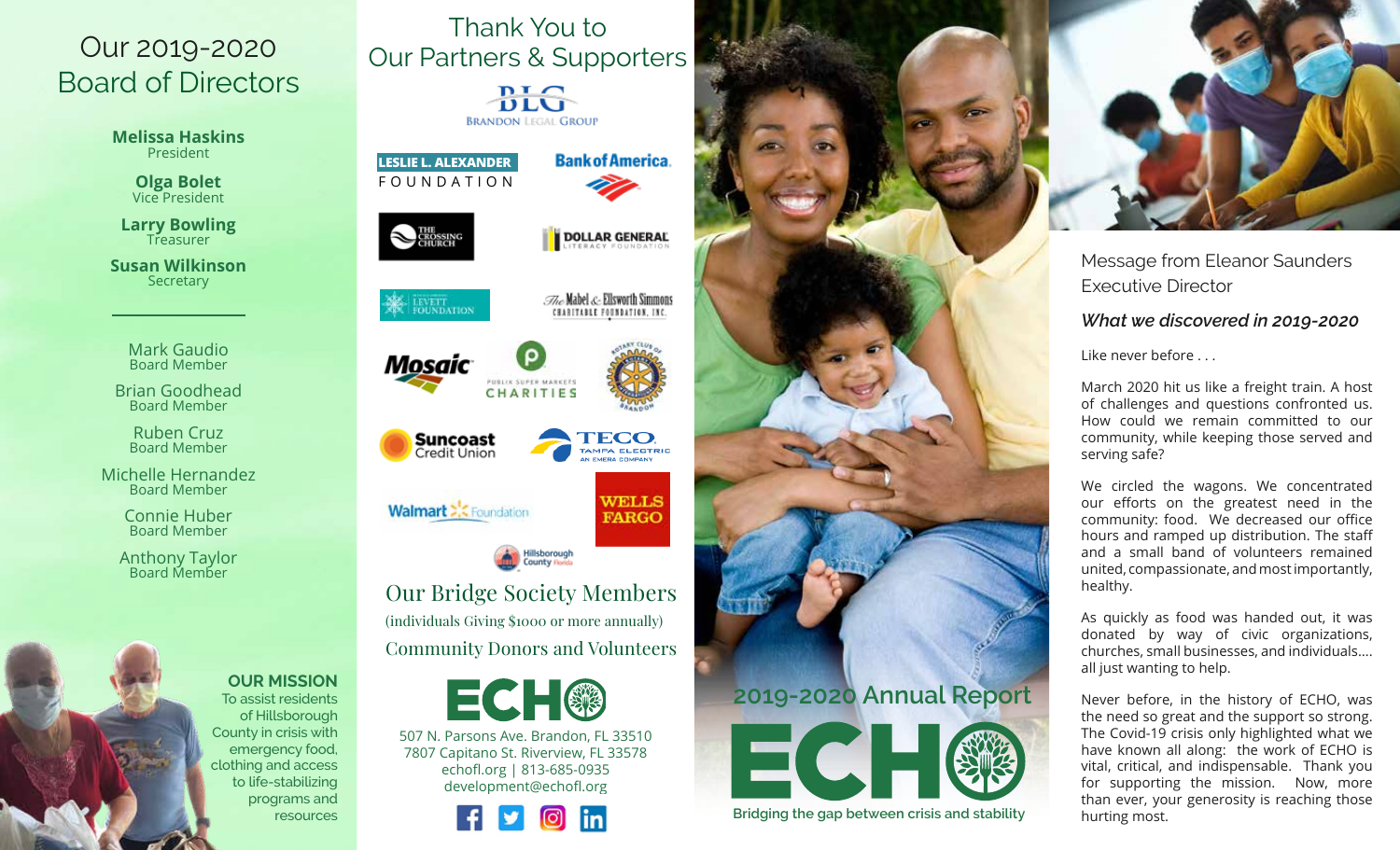# Our 2019-2020 Board of Directors

**Melissa Haskins**
President

**Olga Bolet**
Vice President

**Larry Bowling**
Treasurer

**Susan Wilkinson**
Secretary

---

Mark Gaudio
Board Member

Brian Goodhead
Board Member

Ruben Cruz
Board Member

Michelle Hernandez
Board Member

Connie Huber
Board Member

Anthony Taylor
Board Member

**OUR MISSION**
To assist residents of Hillsborough County in crisis with emergency food, clothing and access to life-stabilizing programs and resources

# Thank You to Our Partners & Supporters

BLG Brandon Legal Group

Leslie L. Alexander Foundation

Bank of America

The Crossing Church

Dollar General Literacy Foundation

Levett Foundation

The Mabel & Ellsworth Simmons Charitable Foundation, Inc.

Mosaic

Publix Super Markets Charities

Rotary Club of Brandon

Suncoast Credit Union

TECO Tampa Electric An Emera Company

Walmart Foundation

Wells Fargo

Hillsborough County Florida

## Our Bridge Society Members

(individuals Giving $1000 or more annually)

## Community Donors and Volunteers

ECHO

507 N. Parsons Ave. Brandon, FL 33510
7807 Capitano St. Riverview, FL 33578
echofl.org | 813-685-0935
development@echofl.org

# 2019-2020 Annual Report

ECHO

Bridging the gap between crisis and stability

## Message from Eleanor Saunders Executive Director

***What we discovered in 2019-2020***

Like never before . . .

March 2020 hit us like a freight train. A host of challenges and questions confronted us. How could we remain committed to our community, while keeping those served and serving safe?

We circled the wagons. We concentrated our efforts on the greatest need in the community: food. We decreased our office hours and ramped up distribution. The staff and a small band of volunteers remained united, compassionate, and most importantly, healthy.

As quickly as food was handed out, it was donated by way of civic organizations, churches, small businesses, and individuals.... all just wanting to help.

Never before, in the history of ECHO, was the need so great and the support so strong. The Covid-19 crisis only highlighted what we have known all along: the work of ECHO is vital, critical, and indispensable. Thank you for supporting the mission. Now, more than ever, your generosity is reaching those hurting most.